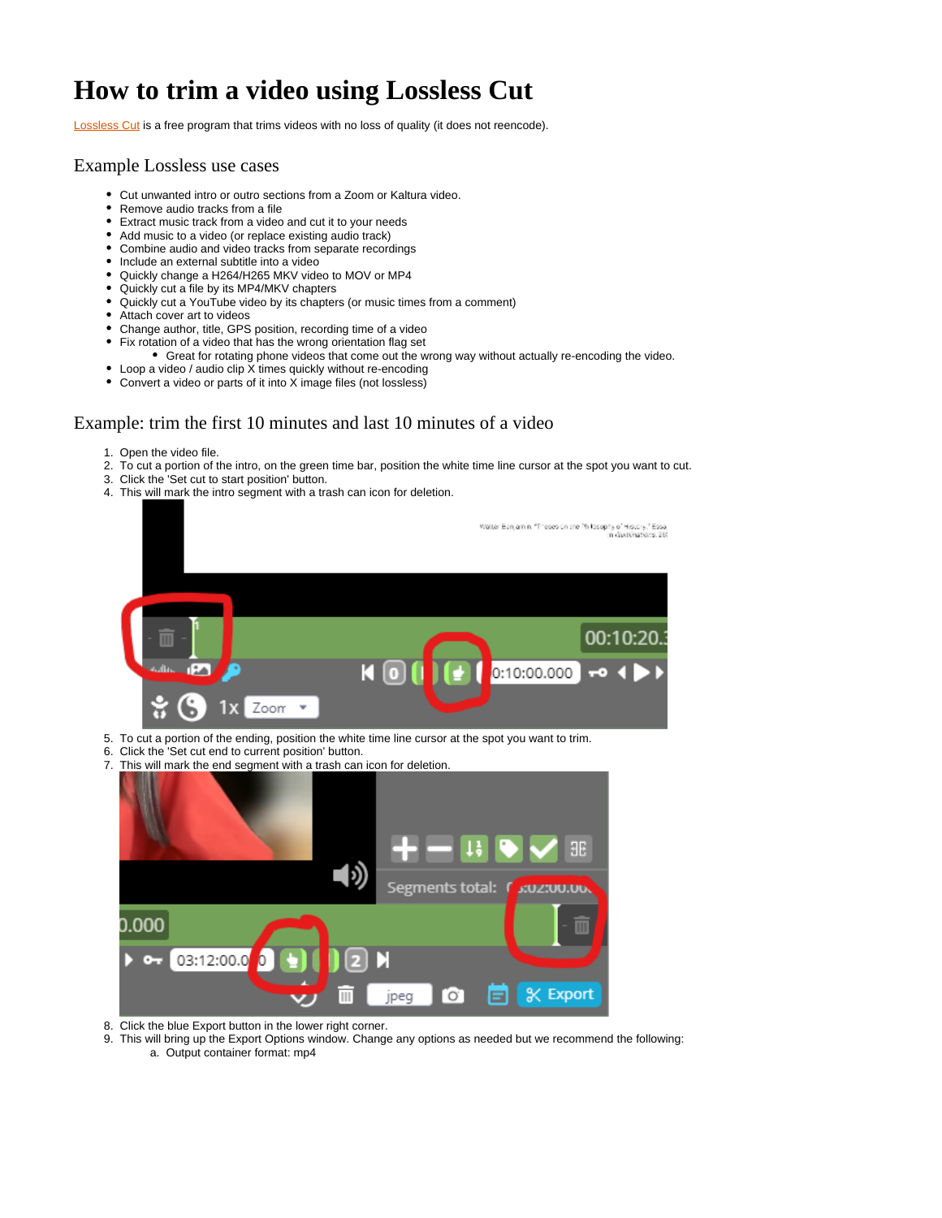# How to trim a video using Lossless Cut

Lossless Cut is a free program that trims videos with no loss of quality (it does not reencode).

## Example Lossless use cases

- Cut unwanted intro or outro sections from a Zoom or Kaltura video.
- Remove audio tracks from a file
- Extract music track from a video and cut it to your needs
- Add music to a video (or replace existing audio track)
- Combine audio and video tracks from separate recordings
- Include an external subtitle into a video
- Quickly change a H264/H265 MKV video to MOV or MP4
- Quickly cut a file by its MP4/MKV chapters
- Quickly cut a YouTube video by its chapters (or music times from a comment)
- Attach cover art to videos
- Change author, title, GPS position, recording time of a video
- Fix rotation of a video that has the wrong orientation flag set
  - Great for rotating phone videos that come out the wrong way without actually re-encoding the video.
- Loop a video / audio clip X times quickly without re-encoding
- Convert a video or parts of it into X image files (not lossless)

## Example: trim the first 10 minutes and last 10 minutes of a video

1. Open the video file.
2. To cut a portion of the intro, on the green time bar, position the white time line cursor at the spot you want to cut.
3. Click the 'Set cut to start position' button.
4. This will mark the intro segment with a trash can icon for deletion.
5. To cut a portion of the ending, position the white time line cursor at the spot you want to trim.
6. Click the 'Set cut end to current position' button.
7. This will mark the end segment with a trash can icon for deletion.
8. Click the blue Export button in the lower right corner.
9. This will bring up the Export Options window. Change any options as needed but we recommend the following:
   a. Output container format: mp4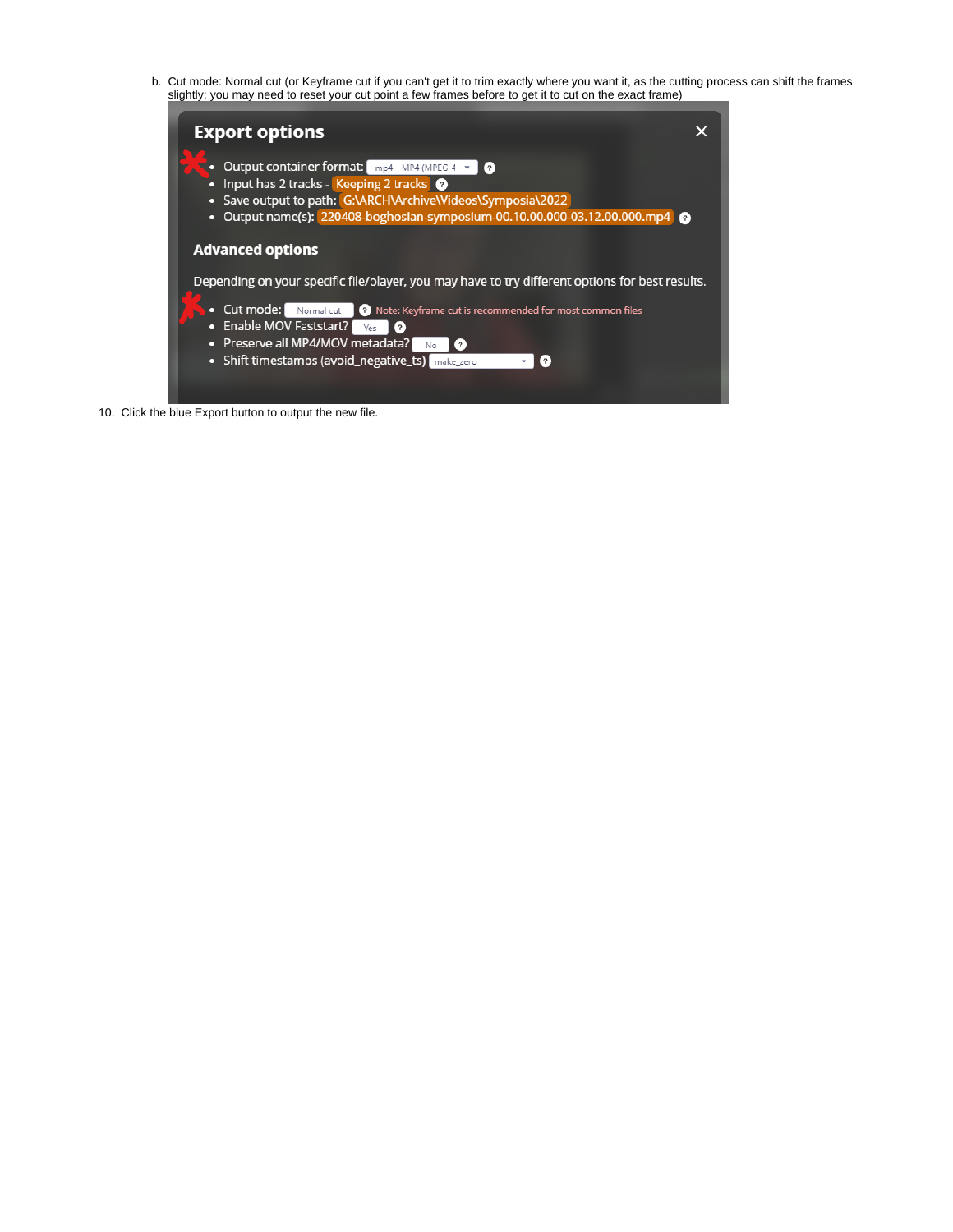b. Cut mode: Normal cut (or Keyframe cut if you can't get it to trim exactly where you want it, as the cutting process can shift the frames slightly; you may need to reset your cut point a few frames before to get it to cut on the exact frame)

**Export options**

- Output container format: mp4 - MP4 (MPEG-4
- Input has 2 tracks - Keeping 2 tracks
- Save output to path: G:\ARCH\Archive\Videos\Symposia\2022
- Output name(s): 220408-boghosian-symposium-00.10.00.000-03.12.00.000.mp4

**Advanced options**

Depending on your specific file/player, you may have to try different options for best results.

- Cut mode: Normal cut — Note: Keyframe cut is recommended for most common files
- Enable MOV Faststart? Yes
- Preserve all MP4/MOV metadata? No
- Shift timestamps (avoid_negative_ts) make_zero

10. Click the blue Export button to output the new file.